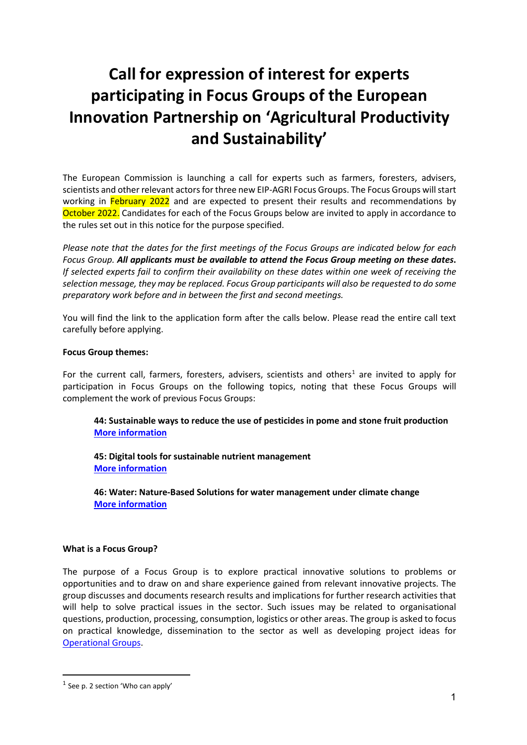# Call for expression of interest for experts participating in Focus Groups of the European Innovation Partnership on 'Agricultural Productivity and Sustainability'

The European Commission is launching a call for experts such as farmers, foresters, advisers, scientists and other relevant actors for three new EIP-AGRI Focus Groups. The Focus Groups will start working in February 2022 and are expected to present their results and recommendations by October 2022. Candidates for each of the Focus Groups below are invited to apply in accordance to the rules set out in this notice for the purpose specified.

*Please note that the dates for the first meetings of the Focus Groups are indicated below for each Focus Group.* ***All applicants must be available to attend the Focus Group meeting on these dates.*** *If selected experts fail to confirm their availability on these dates within one week of receiving the selection message, they may be replaced. Focus Group participants will also be requested to do some preparatory work before and in between the first and second meetings.*

You will find the link to the application form after the calls below. Please read the entire call text carefully before applying.

**Focus Group themes:**

For the current call, farmers, foresters, advisers, scientists and others[1] are invited to apply for participation in Focus Groups on the following topics, noting that these Focus Groups will complement the work of previous Focus Groups:

> **44: Sustainable ways to reduce the use of pesticides in pome and stone fruit production**
> **More information**
>
> **45: Digital tools for sustainable nutrient management**
> **More information**
>
> **46: Water: Nature-Based Solutions for water management under climate change**
> **More information**

**What is a Focus Group?**

The purpose of a Focus Group is to explore practical innovative solutions to problems or opportunities and to draw on and share experience gained from relevant innovative projects. The group discusses and documents research results and implications for further research activities that will help to solve practical issues in the sector. Such issues may be related to organisational questions, production, processing, consumption, logistics or other areas. The group is asked to focus on practical knowledge, dissemination to the sector as well as developing project ideas for Operational Groups.

[1] See p. 2 section 'Who can apply'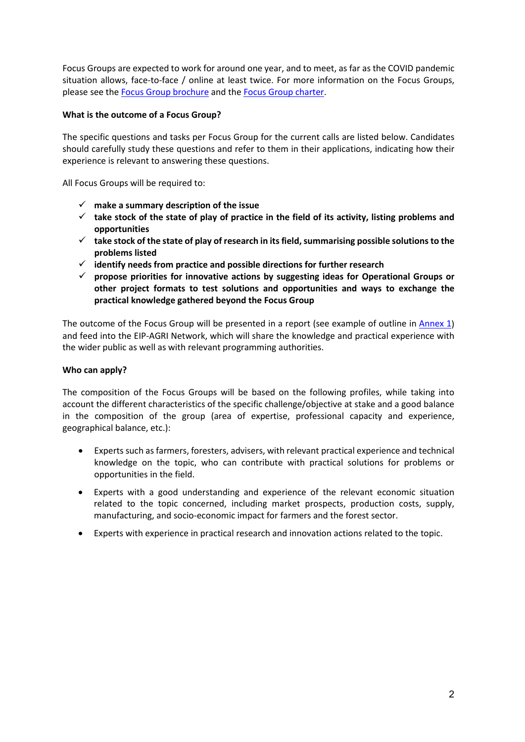Focus Groups are expected to work for around one year, and to meet, as far as the COVID pandemic situation allows, face-to-face / online at least twice. For more information on the Focus Groups, please see the Focus Group brochure and the Focus Group charter.

**What is the outcome of a Focus Group?**

The specific questions and tasks per Focus Group for the current calls are listed below. Candidates should carefully study these questions and refer to them in their applications, indicating how their experience is relevant to answering these questions.

All Focus Groups will be required to:

- ✓ **make a summary description of the issue**
- ✓ **take stock of the state of play of practice in the field of its activity, listing problems and opportunities**
- ✓ **take stock of the state of play of research in its field, summarising possible solutions to the problems listed**
- ✓ **identify needs from practice and possible directions for further research**
- ✓ **propose priorities for innovative actions by suggesting ideas for Operational Groups or other project formats to test solutions and opportunities and ways to exchange the practical knowledge gathered beyond the Focus Group**

The outcome of the Focus Group will be presented in a report (see example of outline in Annex 1) and feed into the EIP-AGRI Network, which will share the knowledge and practical experience with the wider public as well as with relevant programming authorities.

**Who can apply?**

The composition of the Focus Groups will be based on the following profiles, while taking into account the different characteristics of the specific challenge/objective at stake and a good balance in the composition of the group (area of expertise, professional capacity and experience, geographical balance, etc.):

- Experts such as farmers, foresters, advisers, with relevant practical experience and technical knowledge on the topic, who can contribute with practical solutions for problems or opportunities in the field.
- Experts with a good understanding and experience of the relevant economic situation related to the topic concerned, including market prospects, production costs, supply, manufacturing, and socio-economic impact for farmers and the forest sector.
- Experts with experience in practical research and innovation actions related to the topic.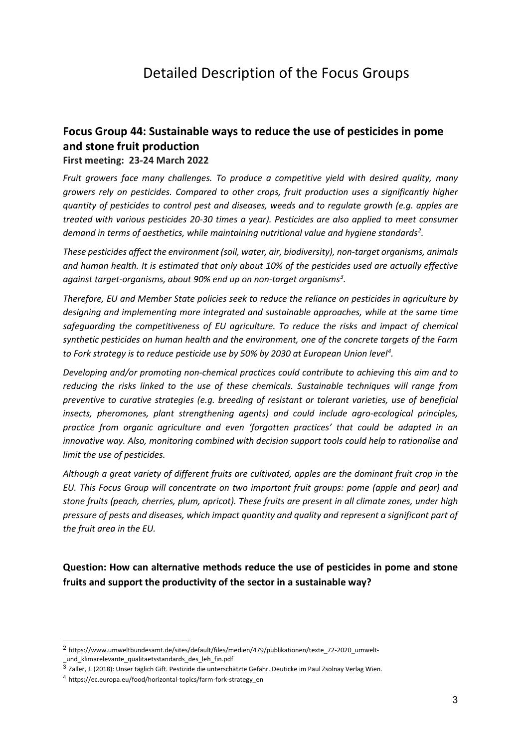# Detailed Description of the Focus Groups

## Focus Group 44: Sustainable ways to reduce the use of pesticides in pome and stone fruit production

**First meeting: 23-24 March 2022**

*Fruit growers face many challenges. To produce a competitive yield with desired quality, many growers rely on pesticides. Compared to other crops, fruit production uses a significantly higher quantity of pesticides to control pest and diseases, weeds and to regulate growth (e.g. apples are treated with various pesticides 20-30 times a year). Pesticides are also applied to meet consumer demand in terms of aesthetics, while maintaining nutritional value and hygiene standards[2].*

*These pesticides affect the environment (soil, water, air, biodiversity), non-target organisms, animals and human health. It is estimated that only about 10% of the pesticides used are actually effective against target-organisms, about 90% end up on non-target organisms[3].*

*Therefore, EU and Member State policies seek to reduce the reliance on pesticides in agriculture by designing and implementing more integrated and sustainable approaches, while at the same time safeguarding the competitiveness of EU agriculture. To reduce the risks and impact of chemical synthetic pesticides on human health and the environment, one of the concrete targets of the Farm to Fork strategy is to reduce pesticide use by 50% by 2030 at European Union level[4].*

*Developing and/or promoting non-chemical practices could contribute to achieving this aim and to reducing the risks linked to the use of these chemicals. Sustainable techniques will range from preventive to curative strategies (e.g. breeding of resistant or tolerant varieties, use of beneficial insects, pheromones, plant strengthening agents) and could include agro-ecological principles, practice from organic agriculture and even 'forgotten practices' that could be adapted in an innovative way. Also, monitoring combined with decision support tools could help to rationalise and limit the use of pesticides.*

*Although a great variety of different fruits are cultivated, apples are the dominant fruit crop in the EU. This Focus Group will concentrate on two important fruit groups: pome (apple and pear) and stone fruits (peach, cherries, plum, apricot). These fruits are present in all climate zones, under high pressure of pests and diseases, which impact quantity and quality and represent a significant part of the fruit area in the EU.*

### Question: How can alternative methods reduce the use of pesticides in pome and stone fruits and support the productivity of the sector in a sustainable way?

---

[2] https://www.umweltbundesamt.de/sites/default/files/medien/479/publikationen/texte_72-2020_umwelt-_und_klimarelevante_qualitaetsstandards_des_leh_fin.pdf

[3] Zaller, J. (2018): Unser täglich Gift. Pestizide die unterschätzte Gefahr. Deuticke im Paul Zsolnay Verlag Wien.

[4] https://ec.europa.eu/food/horizontal-topics/farm-fork-strategy_en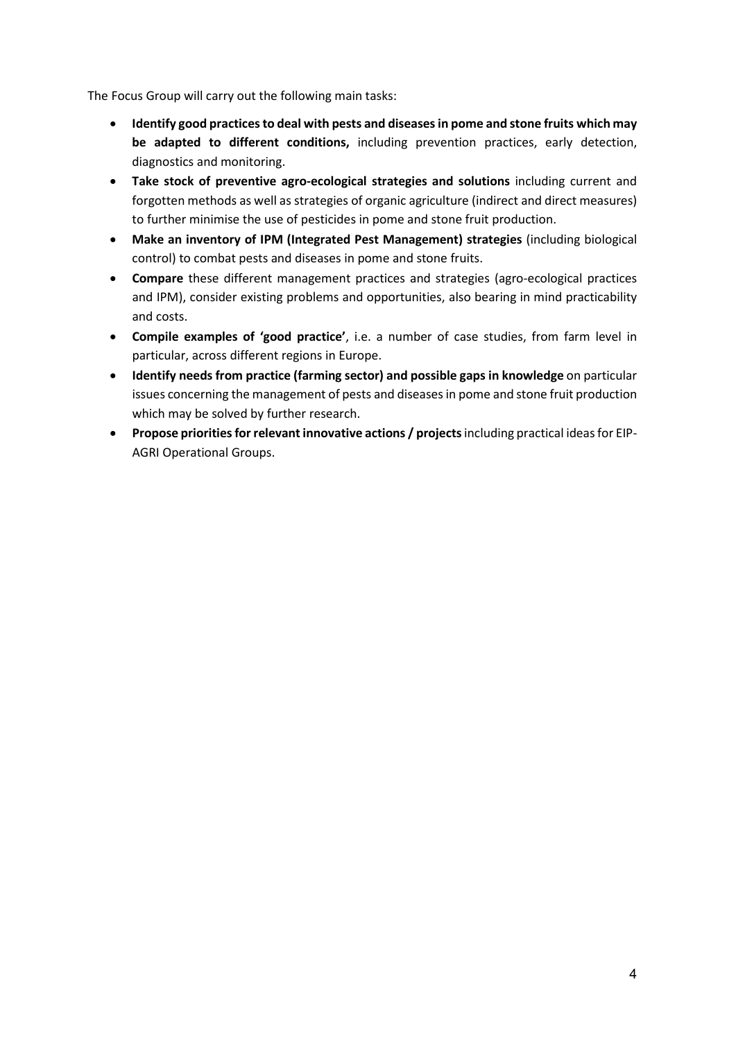The Focus Group will carry out the following main tasks:

- **Identify good practices to deal with pests and diseases in pome and stone fruits which may be adapted to different conditions,** including prevention practices, early detection, diagnostics and monitoring.
- **Take stock of preventive agro-ecological strategies and solutions** including current and forgotten methods as well as strategies of organic agriculture (indirect and direct measures) to further minimise the use of pesticides in pome and stone fruit production.
- **Make an inventory of IPM (Integrated Pest Management) strategies** (including biological control) to combat pests and diseases in pome and stone fruits.
- **Compare** these different management practices and strategies (agro-ecological practices and IPM), consider existing problems and opportunities, also bearing in mind practicability and costs.
- **Compile examples of 'good practice'**, i.e. a number of case studies, from farm level in particular, across different regions in Europe.
- **Identify needs from practice (farming sector) and possible gaps in knowledge** on particular issues concerning the management of pests and diseases in pome and stone fruit production which may be solved by further research.
- **Propose priorities for relevant innovative actions / projects** including practical ideas for EIP-AGRI Operational Groups.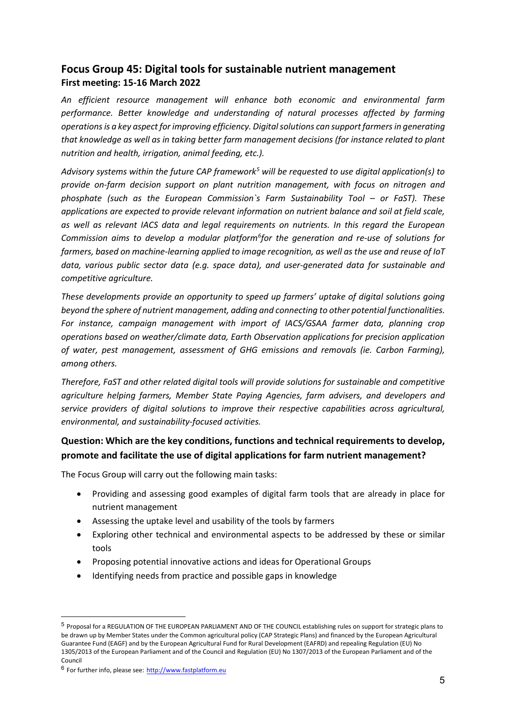## Focus Group 45: Digital tools for sustainable nutrient management

**First meeting: 15-16 March 2022**

*An efficient resource management will enhance both economic and environmental farm performance. Better knowledge and understanding of natural processes affected by farming operations is a key aspect for improving efficiency. Digital solutions can support farmers in generating that knowledge as well as in taking better farm management decisions (for instance related to plant nutrition and health, irrigation, animal feeding, etc.).*

*Advisory systems within the future CAP framework[5] will be requested to use digital application(s) to provide on-farm decision support on plant nutrition management, with focus on nitrogen and phosphate (such as the European Commission`s Farm Sustainability Tool – or FaST). These applications are expected to provide relevant information on nutrient balance and soil at field scale, as well as relevant IACS data and legal requirements on nutrients. In this regard the European Commission aims to develop a modular platform[6]for the generation and re-use of solutions for farmers, based on machine-learning applied to image recognition, as well as the use and reuse of IoT data, various public sector data (e.g. space data), and user-generated data for sustainable and competitive agriculture.*

*These developments provide an opportunity to speed up farmers' uptake of digital solutions going beyond the sphere of nutrient management, adding and connecting to other potential functionalities. For instance, campaign management with import of IACS/GSAA farmer data, planning crop operations based on weather/climate data, Earth Observation applications for precision application of water, pest management, assessment of GHG emissions and removals (ie. Carbon Farming), among others.*

*Therefore, FaST and other related digital tools will provide solutions for sustainable and competitive agriculture helping farmers, Member State Paying Agencies, farm advisers, and developers and service providers of digital solutions to improve their respective capabilities across agricultural, environmental, and sustainability-focused activities.*

### Question: Which are the key conditions, functions and technical requirements to develop, promote and facilitate the use of digital applications for farm nutrient management?

The Focus Group will carry out the following main tasks:

- Providing and assessing good examples of digital farm tools that are already in place for nutrient management
- Assessing the uptake level and usability of the tools by farmers
- Exploring other technical and environmental aspects to be addressed by these or similar tools
- Proposing potential innovative actions and ideas for Operational Groups
- Identifying needs from practice and possible gaps in knowledge

---

[5] Proposal for a REGULATION OF THE EUROPEAN PARLIAMENT AND OF THE COUNCIL establishing rules on support for strategic plans to be drawn up by Member States under the Common agricultural policy (CAP Strategic Plans) and financed by the European Agricultural Guarantee Fund (EAGF) and by the European Agricultural Fund for Rural Development (EAFRD) and repealing Regulation (EU) No 1305/2013 of the European Parliament and of the Council and Regulation (EU) No 1307/2013 of the European Parliament and of the Council

[6] For further info, please see: http://www.fastplatform.eu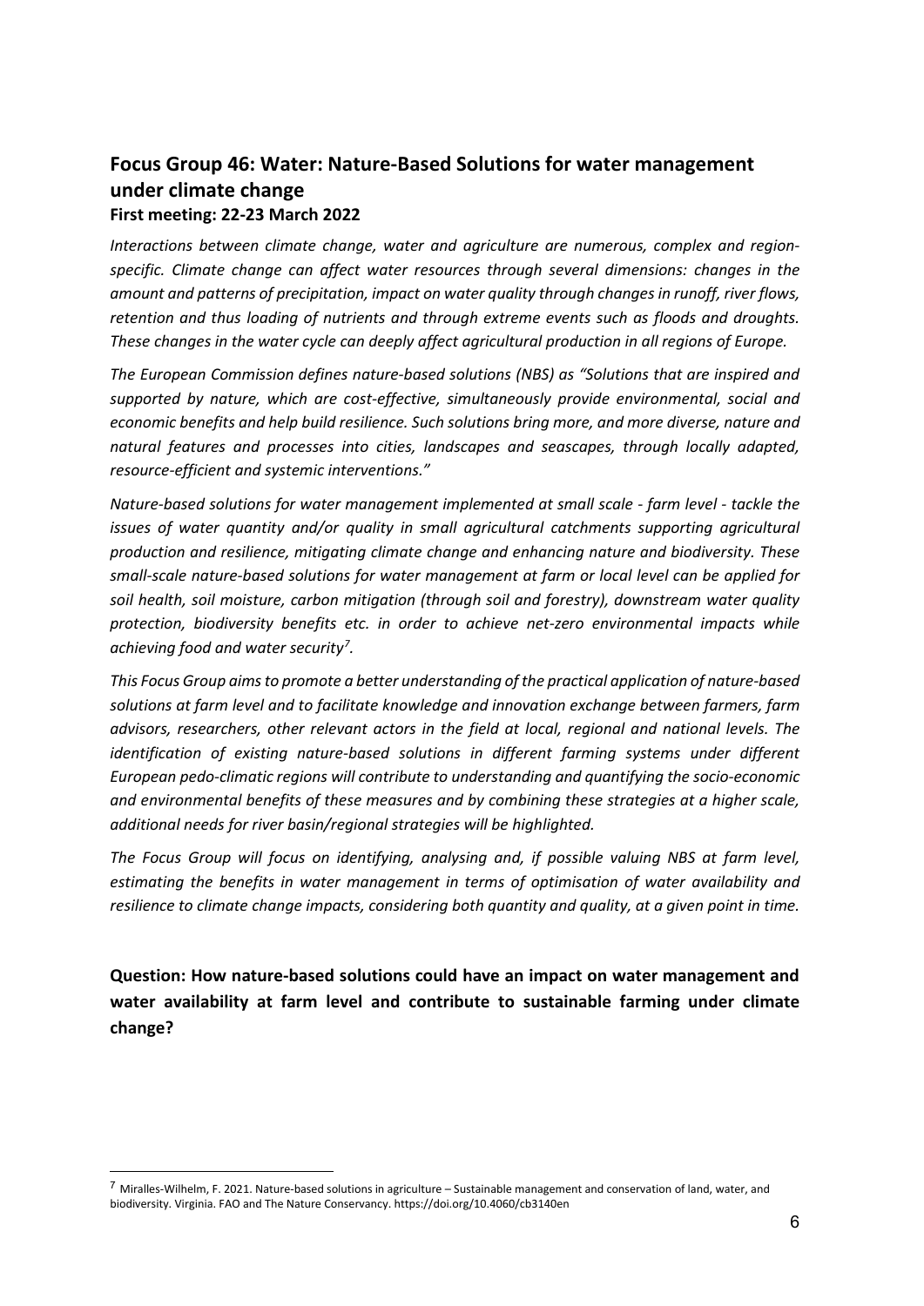## Focus Group 46: Water: Nature-Based Solutions for water management under climate change

### First meeting: 22-23 March 2022

*Interactions between climate change, water and agriculture are numerous, complex and region-specific. Climate change can affect water resources through several dimensions: changes in the amount and patterns of precipitation, impact on water quality through changes in runoff, river flows, retention and thus loading of nutrients and through extreme events such as floods and droughts. These changes in the water cycle can deeply affect agricultural production in all regions of Europe.*

*The European Commission defines nature-based solutions (NBS) as "Solutions that are inspired and supported by nature, which are cost-effective, simultaneously provide environmental, social and economic benefits and help build resilience. Such solutions bring more, and more diverse, nature and natural features and processes into cities, landscapes and seascapes, through locally adapted, resource-efficient and systemic interventions."*

*Nature-based solutions for water management implemented at small scale - farm level - tackle the issues of water quantity and/or quality in small agricultural catchments supporting agricultural production and resilience, mitigating climate change and enhancing nature and biodiversity. These small-scale nature-based solutions for water management at farm or local level can be applied for soil health, soil moisture, carbon mitigation (through soil and forestry), downstream water quality protection, biodiversity benefits etc. in order to achieve net-zero environmental impacts while achieving food and water security[7].*

*This Focus Group aims to promote a better understanding of the practical application of nature-based solutions at farm level and to facilitate knowledge and innovation exchange between farmers, farm advisors, researchers, other relevant actors in the field at local, regional and national levels. The identification of existing nature-based solutions in different farming systems under different European pedo-climatic regions will contribute to understanding and quantifying the socio-economic and environmental benefits of these measures and by combining these strategies at a higher scale, additional needs for river basin/regional strategies will be highlighted.*

*The Focus Group will focus on identifying, analysing and, if possible valuing NBS at farm level, estimating the benefits in water management in terms of optimisation of water availability and resilience to climate change impacts, considering both quantity and quality, at a given point in time.*

**Question: How nature-based solutions could have an impact on water management and water availability at farm level and contribute to sustainable farming under climate change?**

[7] Miralles-Wilhelm, F. 2021. Nature-based solutions in agriculture – Sustainable management and conservation of land, water, and biodiversity. Virginia. FAO and The Nature Conservancy. https://doi.org/10.4060/cb3140en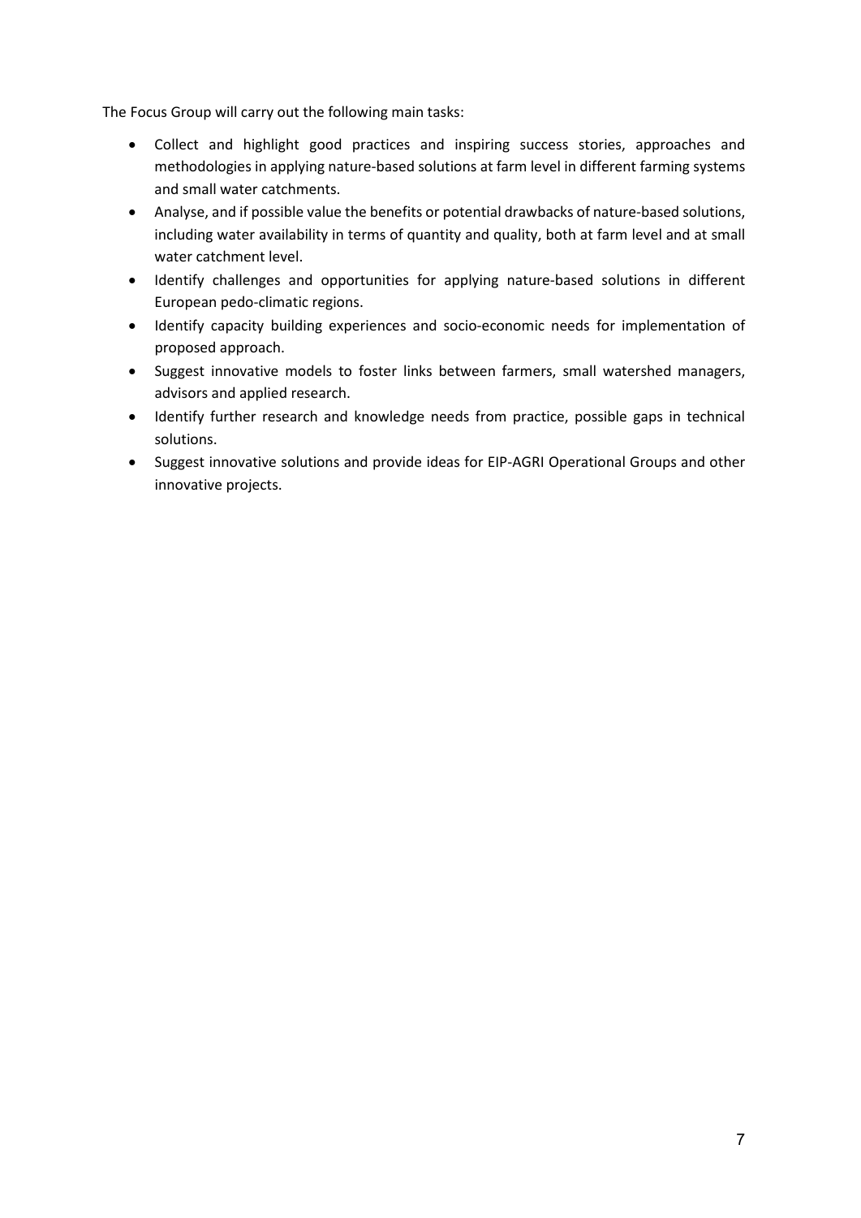The Focus Group will carry out the following main tasks:

- Collect and highlight good practices and inspiring success stories, approaches and methodologies in applying nature-based solutions at farm level in different farming systems and small water catchments.
- Analyse, and if possible value the benefits or potential drawbacks of nature-based solutions, including water availability in terms of quantity and quality, both at farm level and at small water catchment level.
- Identify challenges and opportunities for applying nature-based solutions in different European pedo-climatic regions.
- Identify capacity building experiences and socio-economic needs for implementation of proposed approach.
- Suggest innovative models to foster links between farmers, small watershed managers, advisors and applied research.
- Identify further research and knowledge needs from practice, possible gaps in technical solutions.
- Suggest innovative solutions and provide ideas for EIP-AGRI Operational Groups and other innovative projects.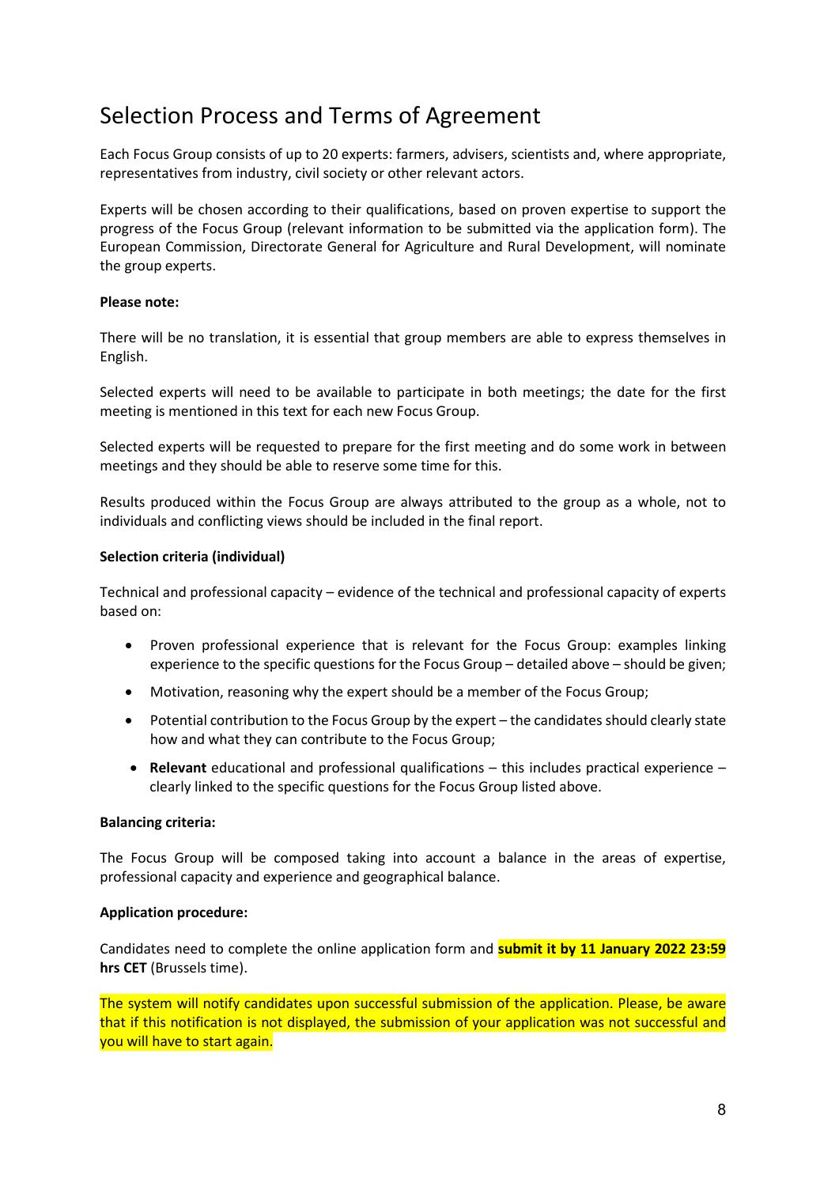# Selection Process and Terms of Agreement

Each Focus Group consists of up to 20 experts: farmers, advisers, scientists and, where appropriate, representatives from industry, civil society or other relevant actors.

Experts will be chosen according to their qualifications, based on proven expertise to support the progress of the Focus Group (relevant information to be submitted via the application form). The European Commission, Directorate General for Agriculture and Rural Development, will nominate the group experts.

**Please note:**

There will be no translation, it is essential that group members are able to express themselves in English.

Selected experts will need to be available to participate in both meetings; the date for the first meeting is mentioned in this text for each new Focus Group.

Selected experts will be requested to prepare for the first meeting and do some work in between meetings and they should be able to reserve some time for this.

Results produced within the Focus Group are always attributed to the group as a whole, not to individuals and conflicting views should be included in the final report.

**Selection criteria (individual)**

Technical and professional capacity – evidence of the technical and professional capacity of experts based on:

- Proven professional experience that is relevant for the Focus Group: examples linking experience to the specific questions for the Focus Group – detailed above – should be given;
- Motivation, reasoning why the expert should be a member of the Focus Group;
- Potential contribution to the Focus Group by the expert – the candidates should clearly state how and what they can contribute to the Focus Group;
- **Relevant** educational and professional qualifications – this includes practical experience – clearly linked to the specific questions for the Focus Group listed above.

**Balancing criteria:**

The Focus Group will be composed taking into account a balance in the areas of expertise, professional capacity and experience and geographical balance.

**Application procedure:**

Candidates need to complete the online application form and **submit it by 11 January 2022 23:59 hrs CET** (Brussels time).

The system will notify candidates upon successful submission of the application. Please, be aware that if this notification is not displayed, the submission of your application was not successful and you will have to start again.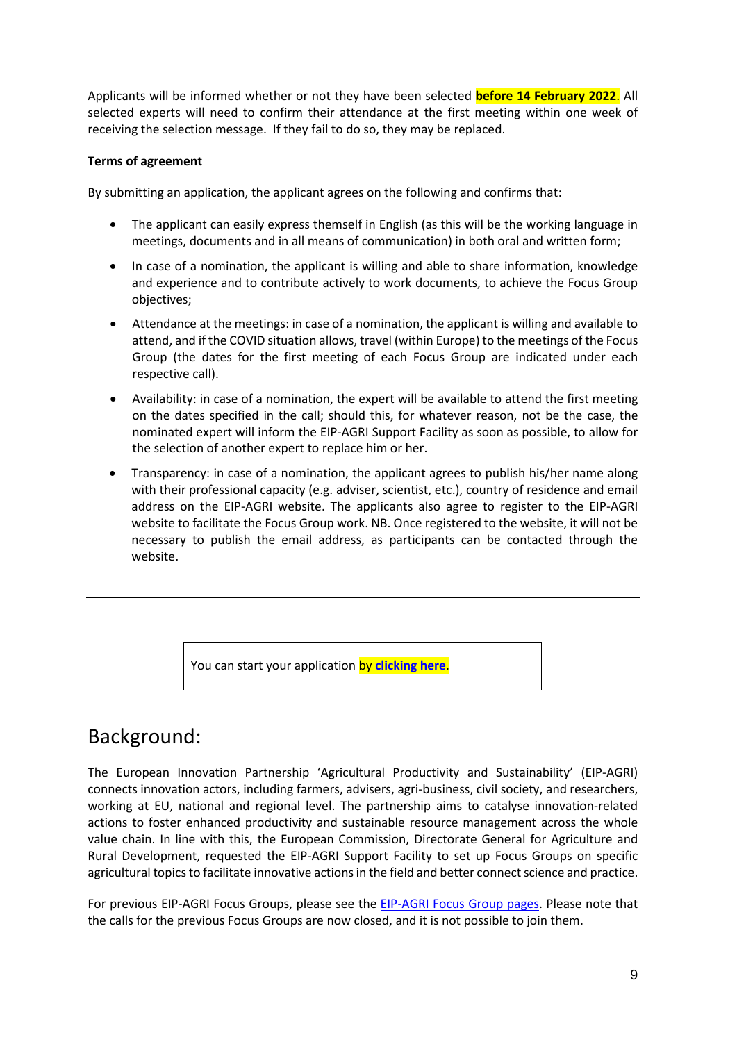Applicants will be informed whether or not they have been selected **before 14 February 2022**. All selected experts will need to confirm their attendance at the first meeting within one week of receiving the selection message. If they fail to do so, they may be replaced.

**Terms of agreement**

By submitting an application, the applicant agrees on the following and confirms that:

- The applicant can easily express themself in English (as this will be the working language in meetings, documents and in all means of communication) in both oral and written form;
- In case of a nomination, the applicant is willing and able to share information, knowledge and experience and to contribute actively to work documents, to achieve the Focus Group objectives;
- Attendance at the meetings: in case of a nomination, the applicant is willing and available to attend, and if the COVID situation allows, travel (within Europe) to the meetings of the Focus Group (the dates for the first meeting of each Focus Group are indicated under each respective call).
- Availability: in case of a nomination, the expert will be available to attend the first meeting on the dates specified in the call; should this, for whatever reason, not be the case, the nominated expert will inform the EIP-AGRI Support Facility as soon as possible, to allow for the selection of another expert to replace him or her.
- Transparency: in case of a nomination, the applicant agrees to publish his/her name along with their professional capacity (e.g. adviser, scientist, etc.), country of residence and email address on the EIP-AGRI website. The applicants also agree to register to the EIP-AGRI website to facilitate the Focus Group work. NB. Once registered to the website, it will not be necessary to publish the email address, as participants can be contacted through the website.

---

You can start your application by **clicking here**.

# Background:

The European Innovation Partnership 'Agricultural Productivity and Sustainability' (EIP-AGRI) connects innovation actors, including farmers, advisers, agri-business, civil society, and researchers, working at EU, national and regional level. The partnership aims to catalyse innovation-related actions to foster enhanced productivity and sustainable resource management across the whole value chain. In line with this, the European Commission, Directorate General for Agriculture and Rural Development, requested the EIP-AGRI Support Facility to set up Focus Groups on specific agricultural topics to facilitate innovative actions in the field and better connect science and practice.

For previous EIP-AGRI Focus Groups, please see the EIP-AGRI Focus Group pages. Please note that the calls for the previous Focus Groups are now closed, and it is not possible to join them.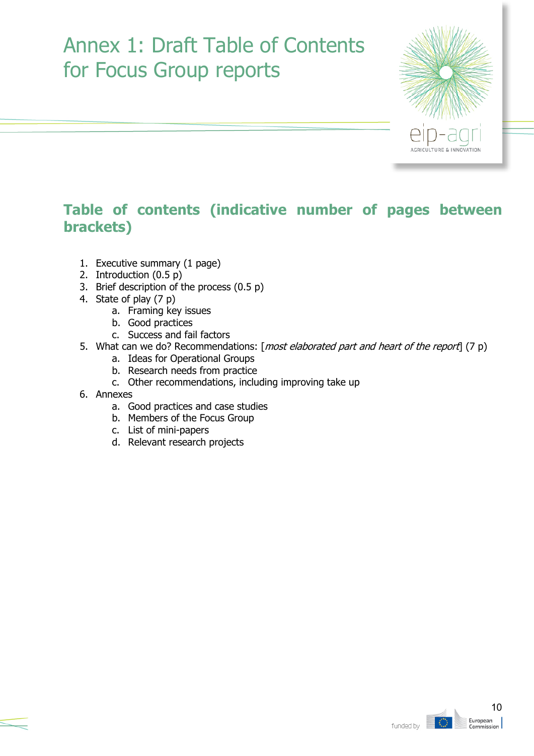# Annex 1: Draft Table of Contents for Focus Group reports

## Table of contents (indicative number of pages between brackets)

1. Executive summary (1 page)
2. Introduction (0.5 p)
3. Brief description of the process (0.5 p)
4. State of play (7 p)
    a. Framing key issues
    b. Good practices
    c. Success and fail factors
5. What can we do? Recommendations: [*most elaborated part and heart of the report*] (7 p)
    a. Ideas for Operational Groups
    b. Research needs from practice
    c. Other recommendations, including improving take up
6. Annexes
    a. Good practices and case studies
    b. Members of the Focus Group
    c. List of mini-papers
    d. Relevant research projects